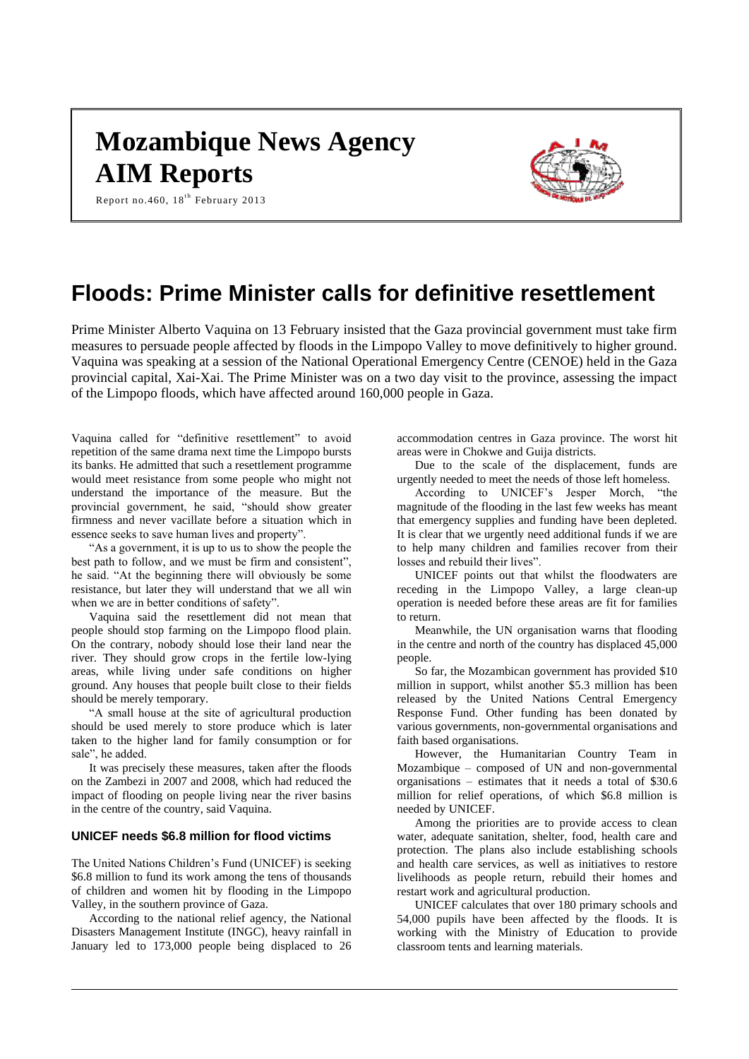# Mozambique News Agency
# AIM Reports

Report no.460, 18th February 2013

## Floods: Prime Minister calls for definitive resettlement

Prime Minister Alberto Vaquina on 13 February insisted that the Gaza provincial government must take firm measures to persuade people affected by floods in the Limpopo Valley to move definitively to higher ground. Vaquina was speaking at a session of the National Operational Emergency Centre (CENOE) held in the Gaza provincial capital, Xai-Xai. The Prime Minister was on a two day visit to the province, assessing the impact of the Limpopo floods, which have affected around 160,000 people in Gaza.

Vaquina called for "definitive resettlement" to avoid repetition of the same drama next time the Limpopo bursts its banks. He admitted that such a resettlement programme would meet resistance from some people who might not understand the importance of the measure. But the provincial government, he said, "should show greater firmness and never vacillate before a situation which in essence seeks to save human lives and property".

"As a government, it is up to us to show the people the best path to follow, and we must be firm and consistent", he said. "At the beginning there will obviously be some resistance, but later they will understand that we all win when we are in better conditions of safety".

Vaquina said the resettlement did not mean that people should stop farming on the Limpopo flood plain. On the contrary, nobody should lose their land near the river. They should grow crops in the fertile low-lying areas, while living under safe conditions on higher ground. Any houses that people built close to their fields should be merely temporary.

"A small house at the site of agricultural production should be used merely to store produce which is later taken to the higher land for family consumption or for sale", he added.

It was precisely these measures, taken after the floods on the Zambezi in 2007 and 2008, which had reduced the impact of flooding on people living near the river basins in the centre of the country, said Vaquina.

### UNICEF needs $6.8 million for flood victims

The United Nations Children's Fund (UNICEF) is seeking $6.8 million to fund its work among the tens of thousands of children and women hit by flooding in the Limpopo Valley, in the southern province of Gaza.

According to the national relief agency, the National Disasters Management Institute (INGC), heavy rainfall in January led to 173,000 people being displaced to 26 accommodation centres in Gaza province. The worst hit areas were in Chokwe and Guija districts.

Due to the scale of the displacement, funds are urgently needed to meet the needs of those left homeless.

According to UNICEF's Jesper Morch, "the magnitude of the flooding in the last few weeks has meant that emergency supplies and funding have been depleted. It is clear that we urgently need additional funds if we are to help many children and families recover from their losses and rebuild their lives".

UNICEF points out that whilst the floodwaters are receding in the Limpopo Valley, a large clean-up operation is needed before these areas are fit for families to return.

Meanwhile, the UN organisation warns that flooding in the centre and north of the country has displaced 45,000 people.

So far, the Mozambican government has provided $10 million in support, whilst another $5.3 million has been released by the United Nations Central Emergency Response Fund. Other funding has been donated by various governments, non-governmental organisations and faith based organisations.

However, the Humanitarian Country Team in Mozambique – composed of UN and non-governmental organisations – estimates that it needs a total of $30.6 million for relief operations, of which $6.8 million is needed by UNICEF.

Among the priorities are to provide access to clean water, adequate sanitation, shelter, food, health care and protection. The plans also include establishing schools and health care services, as well as initiatives to restore livelihoods as people return, rebuild their homes and restart work and agricultural production.

UNICEF calculates that over 180 primary schools and 54,000 pupils have been affected by the floods. It is working with the Ministry of Education to provide classroom tents and learning materials.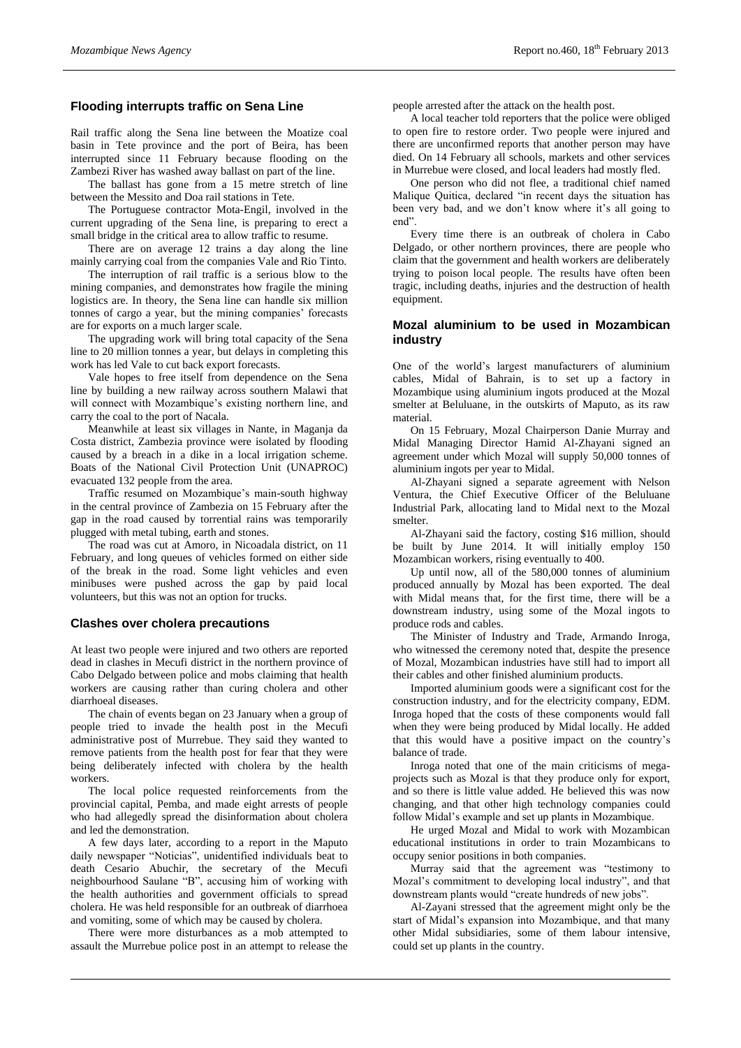## Flooding interrupts traffic on Sena Line

Rail traffic along the Sena line between the Moatize coal basin in Tete province and the port of Beira, has been interrupted since 11 February because flooding on the Zambezi River has washed away ballast on part of the line.

The ballast has gone from a 15 metre stretch of line between the Messito and Doa rail stations in Tete.

The Portuguese contractor Mota-Engil, involved in the current upgrading of the Sena line, is preparing to erect a small bridge in the critical area to allow traffic to resume.

There are on average 12 trains a day along the line mainly carrying coal from the companies Vale and Rio Tinto.

The interruption of rail traffic is a serious blow to the mining companies, and demonstrates how fragile the mining logistics are. In theory, the Sena line can handle six million tonnes of cargo a year, but the mining companies' forecasts are for exports on a much larger scale.

The upgrading work will bring total capacity of the Sena line to 20 million tonnes a year, but delays in completing this work has led Vale to cut back export forecasts.

Vale hopes to free itself from dependence on the Sena line by building a new railway across southern Malawi that will connect with Mozambique's existing northern line, and carry the coal to the port of Nacala.

Meanwhile at least six villages in Nante, in Maganja da Costa district, Zambezia province were isolated by flooding caused by a breach in a dike in a local irrigation scheme. Boats of the National Civil Protection Unit (UNAPROC) evacuated 132 people from the area.

Traffic resumed on Mozambique's main-south highway in the central province of Zambezia on 15 February after the gap in the road caused by torrential rains was temporarily plugged with metal tubing, earth and stones.

The road was cut at Amoro, in Nicoadala district, on 11 February, and long queues of vehicles formed on either side of the break in the road. Some light vehicles and even minibuses were pushed across the gap by paid local volunteers, but this was not an option for trucks.

## Clashes over cholera precautions

At least two people were injured and two others are reported dead in clashes in Mecufi district in the northern province of Cabo Delgado between police and mobs claiming that health workers are causing rather than curing cholera and other diarrhoeal diseases.

The chain of events began on 23 January when a group of people tried to invade the health post in the Mecufi administrative post of Murrebue. They said they wanted to remove patients from the health post for fear that they were being deliberately infected with cholera by the health workers.

The local police requested reinforcements from the provincial capital, Pemba, and made eight arrests of people who had allegedly spread the disinformation about cholera and led the demonstration.

A few days later, according to a report in the Maputo daily newspaper "Noticias", unidentified individuals beat to death Cesario Abuchir, the secretary of the Mecufi neighbourhood Saulane "B", accusing him of working with the health authorities and government officials to spread cholera. He was held responsible for an outbreak of diarrhoea and vomiting, some of which may be caused by cholera.

There were more disturbances as a mob attempted to assault the Murrebue police post in an attempt to release the people arrested after the attack on the health post.

A local teacher told reporters that the police were obliged to open fire to restore order. Two people were injured and there are unconfirmed reports that another person may have died. On 14 February all schools, markets and other services in Murrebue were closed, and local leaders had mostly fled.

One person who did not flee, a traditional chief named Malique Quitica, declared "in recent days the situation has been very bad, and we don't know where it's all going to end".

Every time there is an outbreak of cholera in Cabo Delgado, or other northern provinces, there are people who claim that the government and health workers are deliberately trying to poison local people. The results have often been tragic, including deaths, injuries and the destruction of health equipment.

## Mozal aluminium to be used in Mozambican industry

One of the world's largest manufacturers of aluminium cables, Midal of Bahrain, is to set up a factory in Mozambique using aluminium ingots produced at the Mozal smelter at Beluluane, in the outskirts of Maputo, as its raw material.

On 15 February, Mozal Chairperson Danie Murray and Midal Managing Director Hamid Al-Zhayani signed an agreement under which Mozal will supply 50,000 tonnes of aluminium ingots per year to Midal.

Al-Zhayani signed a separate agreement with Nelson Ventura, the Chief Executive Officer of the Beluluane Industrial Park, allocating land to Midal next to the Mozal smelter.

Al-Zhayani said the factory, costing $16 million, should be built by June 2014. It will initially employ 150 Mozambican workers, rising eventually to 400.

Up until now, all of the 580,000 tonnes of aluminium produced annually by Mozal has been exported. The deal with Midal means that, for the first time, there will be a downstream industry, using some of the Mozal ingots to produce rods and cables.

The Minister of Industry and Trade, Armando Inroga, who witnessed the ceremony noted that, despite the presence of Mozal, Mozambican industries have still had to import all their cables and other finished aluminium products.

Imported aluminium goods were a significant cost for the construction industry, and for the electricity company, EDM. Inroga hoped that the costs of these components would fall when they were being produced by Midal locally. He added that this would have a positive impact on the country's balance of trade.

Inroga noted that one of the main criticisms of mega-projects such as Mozal is that they produce only for export, and so there is little value added. He believed this was now changing, and that other high technology companies could follow Midal's example and set up plants in Mozambique.

He urged Mozal and Midal to work with Mozambican educational institutions in order to train Mozambicans to occupy senior positions in both companies.

Murray said that the agreement was "testimony to Mozal's commitment to developing local industry", and that downstream plants would "create hundreds of new jobs".

Al-Zayani stressed that the agreement might only be the start of Midal's expansion into Mozambique, and that many other Midal subsidiaries, some of them labour intensive, could set up plants in the country.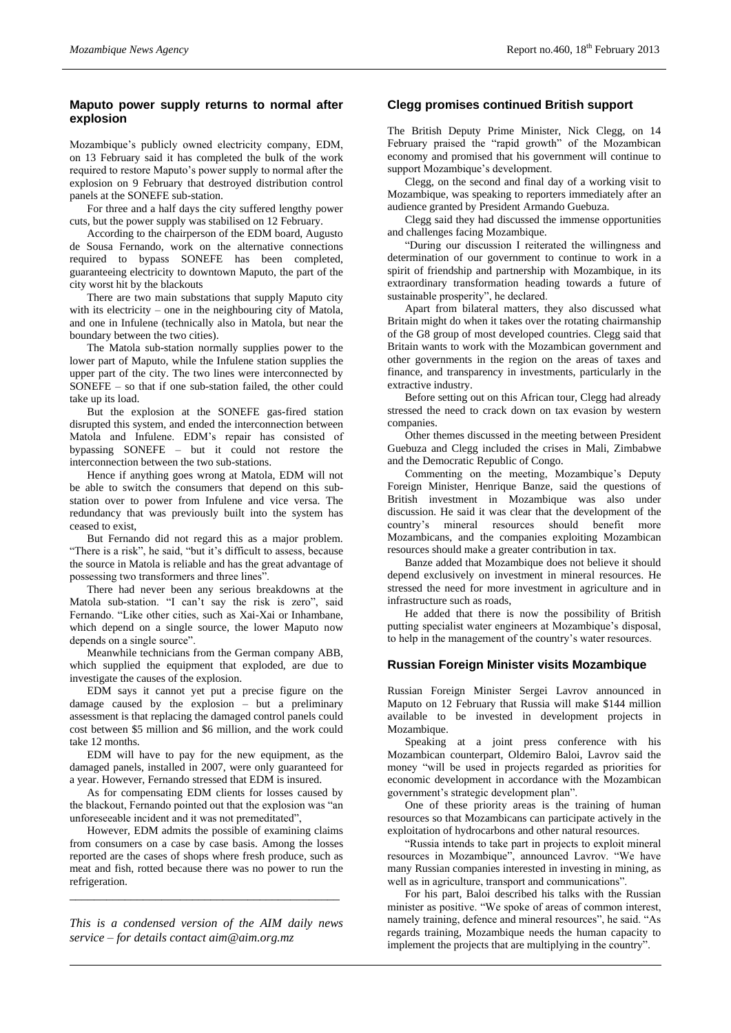## Maputo power supply returns to normal after explosion

Mozambique's publicly owned electricity company, EDM, on 13 February said it has completed the bulk of the work required to restore Maputo's power supply to normal after the explosion on 9 February that destroyed distribution control panels at the SONEFE sub-station.

For three and a half days the city suffered lengthy power cuts, but the power supply was stabilised on 12 February.

According to the chairperson of the EDM board, Augusto de Sousa Fernando, work on the alternative connections required to bypass SONEFE has been completed, guaranteeing electricity to downtown Maputo, the part of the city worst hit by the blackouts

There are two main substations that supply Maputo city with its electricity – one in the neighbouring city of Matola, and one in Infulene (technically also in Matola, but near the boundary between the two cities).

The Matola sub-station normally supplies power to the lower part of Maputo, while the Infulene station supplies the upper part of the city. The two lines were interconnected by SONEFE – so that if one sub-station failed, the other could take up its load.

But the explosion at the SONEFE gas-fired station disrupted this system, and ended the interconnection between Matola and Infulene. EDM's repair has consisted of bypassing SONEFE – but it could not restore the interconnection between the two sub-stations.

Hence if anything goes wrong at Matola, EDM will not be able to switch the consumers that depend on this sub-station over to power from Infulene and vice versa. The redundancy that was previously built into the system has ceased to exist,

But Fernando did not regard this as a major problem. "There is a risk", he said, "but it's difficult to assess, because the source in Matola is reliable and has the great advantage of possessing two transformers and three lines".

There had never been any serious breakdowns at the Matola sub-station. "I can't say the risk is zero", said Fernando. "Like other cities, such as Xai-Xai or Inhambane, which depend on a single source, the lower Maputo now depends on a single source".

Meanwhile technicians from the German company ABB, which supplied the equipment that exploded, are due to investigate the causes of the explosion.

EDM says it cannot yet put a precise figure on the damage caused by the explosion – but a preliminary assessment is that replacing the damaged control panels could cost between $5 million and $6 million, and the work could take 12 months.

EDM will have to pay for the new equipment, as the damaged panels, installed in 2007, were only guaranteed for a year. However, Fernando stressed that EDM is insured.

As for compensating EDM clients for losses caused by the blackout, Fernando pointed out that the explosion was "an unforeseeable incident and it was not premeditated",

However, EDM admits the possible of examining claims from consumers on a case by case basis. Among the losses reported are the cases of shops where fresh produce, such as meat and fish, rotted because there was no power to run the refrigeration.

---

*This is a condensed version of the AIM daily news service – for details contact aim@aim.org.mz*

## Clegg promises continued British support

The British Deputy Prime Minister, Nick Clegg, on 14 February praised the "rapid growth" of the Mozambican economy and promised that his government will continue to support Mozambique's development.

Clegg, on the second and final day of a working visit to Mozambique, was speaking to reporters immediately after an audience granted by President Armando Guebuza.

Clegg said they had discussed the immense opportunities and challenges facing Mozambique.

"During our discussion I reiterated the willingness and determination of our government to continue to work in a spirit of friendship and partnership with Mozambique, in its extraordinary transformation heading towards a future of sustainable prosperity", he declared.

Apart from bilateral matters, they also discussed what Britain might do when it takes over the rotating chairmanship of the G8 group of most developed countries. Clegg said that Britain wants to work with the Mozambican government and other governments in the region on the areas of taxes and finance, and transparency in investments, particularly in the extractive industry.

Before setting out on this African tour, Clegg had already stressed the need to crack down on tax evasion by western companies.

Other themes discussed in the meeting between President Guebuza and Clegg included the crises in Mali, Zimbabwe and the Democratic Republic of Congo.

Commenting on the meeting, Mozambique's Deputy Foreign Minister, Henrique Banze, said the questions of British investment in Mozambique was also under discussion. He said it was clear that the development of the country's mineral resources should benefit more Mozambicans, and the companies exploiting Mozambican resources should make a greater contribution in tax.

Banze added that Mozambique does not believe it should depend exclusively on investment in mineral resources. He stressed the need for more investment in agriculture and in infrastructure such as roads,

He added that there is now the possibility of British putting specialist water engineers at Mozambique's disposal, to help in the management of the country's water resources.

## Russian Foreign Minister visits Mozambique

Russian Foreign Minister Sergei Lavrov announced in Maputo on 12 February that Russia will make $144 million available to be invested in development projects in Mozambique.

Speaking at a joint press conference with his Mozambican counterpart, Oldemiro Baloi, Lavrov said the money "will be used in projects regarded as priorities for economic development in accordance with the Mozambican government's strategic development plan".

One of these priority areas is the training of human resources so that Mozambicans can participate actively in the exploitation of hydrocarbons and other natural resources.

"Russia intends to take part in projects to exploit mineral resources in Mozambique", announced Lavrov. "We have many Russian companies interested in investing in mining, as well as in agriculture, transport and communications".

For his part, Baloi described his talks with the Russian minister as positive. "We spoke of areas of common interest, namely training, defence and mineral resources", he said. "As regards training, Mozambique needs the human capacity to implement the projects that are multiplying in the country".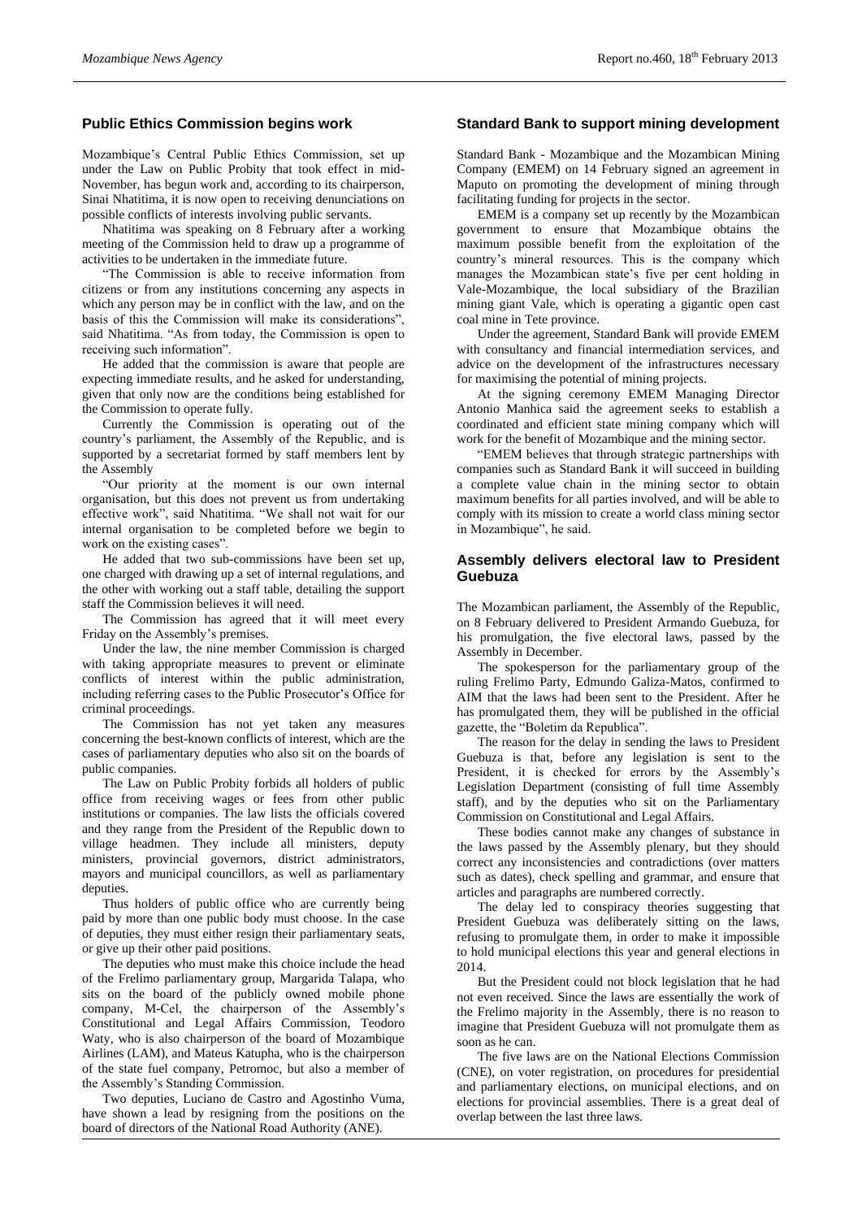## Public Ethics Commission begins work

Mozambique's Central Public Ethics Commission, set up under the Law on Public Probity that took effect in mid-November, has begun work and, according to its chairperson, Sinai Nhatitima, it is now open to receiving denunciations on possible conflicts of interests involving public servants.

Nhatitima was speaking on 8 February after a working meeting of the Commission held to draw up a programme of activities to be undertaken in the immediate future.

"The Commission is able to receive information from citizens or from any institutions concerning any aspects in which any person may be in conflict with the law, and on the basis of this the Commission will make its considerations", said Nhatitima. "As from today, the Commission is open to receiving such information".

He added that the commission is aware that people are expecting immediate results, and he asked for understanding, given that only now are the conditions being established for the Commission to operate fully.

Currently the Commission is operating out of the country's parliament, the Assembly of the Republic, and is supported by a secretariat formed by staff members lent by the Assembly

"Our priority at the moment is our own internal organisation, but this does not prevent us from undertaking effective work", said Nhatitima. "We shall not wait for our internal organisation to be completed before we begin to work on the existing cases".

He added that two sub-commissions have been set up, one charged with drawing up a set of internal regulations, and the other with working out a staff table, detailing the support staff the Commission believes it will need.

The Commission has agreed that it will meet every Friday on the Assembly's premises.

Under the law, the nine member Commission is charged with taking appropriate measures to prevent or eliminate conflicts of interest within the public administration, including referring cases to the Public Prosecutor's Office for criminal proceedings.

The Commission has not yet taken any measures concerning the best-known conflicts of interest, which are the cases of parliamentary deputies who also sit on the boards of public companies.

The Law on Public Probity forbids all holders of public office from receiving wages or fees from other public institutions or companies. The law lists the officials covered and they range from the President of the Republic down to village headmen. They include all ministers, deputy ministers, provincial governors, district administrators, mayors and municipal councillors, as well as parliamentary deputies.

Thus holders of public office who are currently being paid by more than one public body must choose. In the case of deputies, they must either resign their parliamentary seats, or give up their other paid positions.

The deputies who must make this choice include the head of the Frelimo parliamentary group, Margarida Talapa, who sits on the board of the publicly owned mobile phone company, M-Cel, the chairperson of the Assembly's Constitutional and Legal Affairs Commission, Teodoro Waty, who is also chairperson of the board of Mozambique Airlines (LAM), and Mateus Katupha, who is the chairperson of the state fuel company, Petromoc, but also a member of the Assembly's Standing Commission.

Two deputies, Luciano de Castro and Agostinho Vuma, have shown a lead by resigning from the positions on the board of directors of the National Road Authority (ANE).

## Standard Bank to support mining development

Standard Bank - Mozambique and the Mozambican Mining Company (EMEM) on 14 February signed an agreement in Maputo on promoting the development of mining through facilitating funding for projects in the sector.

EMEM is a company set up recently by the Mozambican government to ensure that Mozambique obtains the maximum possible benefit from the exploitation of the country's mineral resources. This is the company which manages the Mozambican state's five per cent holding in Vale-Mozambique, the local subsidiary of the Brazilian mining giant Vale, which is operating a gigantic open cast coal mine in Tete province.

Under the agreement, Standard Bank will provide EMEM with consultancy and financial intermediation services, and advice on the development of the infrastructures necessary for maximising the potential of mining projects.

At the signing ceremony EMEM Managing Director Antonio Manhica said the agreement seeks to establish a coordinated and efficient state mining company which will work for the benefit of Mozambique and the mining sector.

"EMEM believes that through strategic partnerships with companies such as Standard Bank it will succeed in building a complete value chain in the mining sector to obtain maximum benefits for all parties involved, and will be able to comply with its mission to create a world class mining sector in Mozambique", he said.

## Assembly delivers electoral law to President Guebuza

The Mozambican parliament, the Assembly of the Republic, on 8 February delivered to President Armando Guebuza, for his promulgation, the five electoral laws, passed by the Assembly in December.

The spokesperson for the parliamentary group of the ruling Frelimo Party, Edmundo Galiza-Matos, confirmed to AIM that the laws had been sent to the President. After he has promulgated them, they will be published in the official gazette, the "Boletim da Republica".

The reason for the delay in sending the laws to President Guebuza is that, before any legislation is sent to the President, it is checked for errors by the Assembly's Legislation Department (consisting of full time Assembly staff), and by the deputies who sit on the Parliamentary Commission on Constitutional and Legal Affairs.

These bodies cannot make any changes of substance in the laws passed by the Assembly plenary, but they should correct any inconsistencies and contradictions (over matters such as dates), check spelling and grammar, and ensure that articles and paragraphs are numbered correctly.

The delay led to conspiracy theories suggesting that President Guebuza was deliberately sitting on the laws, refusing to promulgate them, in order to make it impossible to hold municipal elections this year and general elections in 2014.

But the President could not block legislation that he had not even received. Since the laws are essentially the work of the Frelimo majority in the Assembly, there is no reason to imagine that President Guebuza will not promulgate them as soon as he can.

The five laws are on the National Elections Commission (CNE), on voter registration, on procedures for presidential and parliamentary elections, on municipal elections, and on elections for provincial assemblies. There is a great deal of overlap between the last three laws.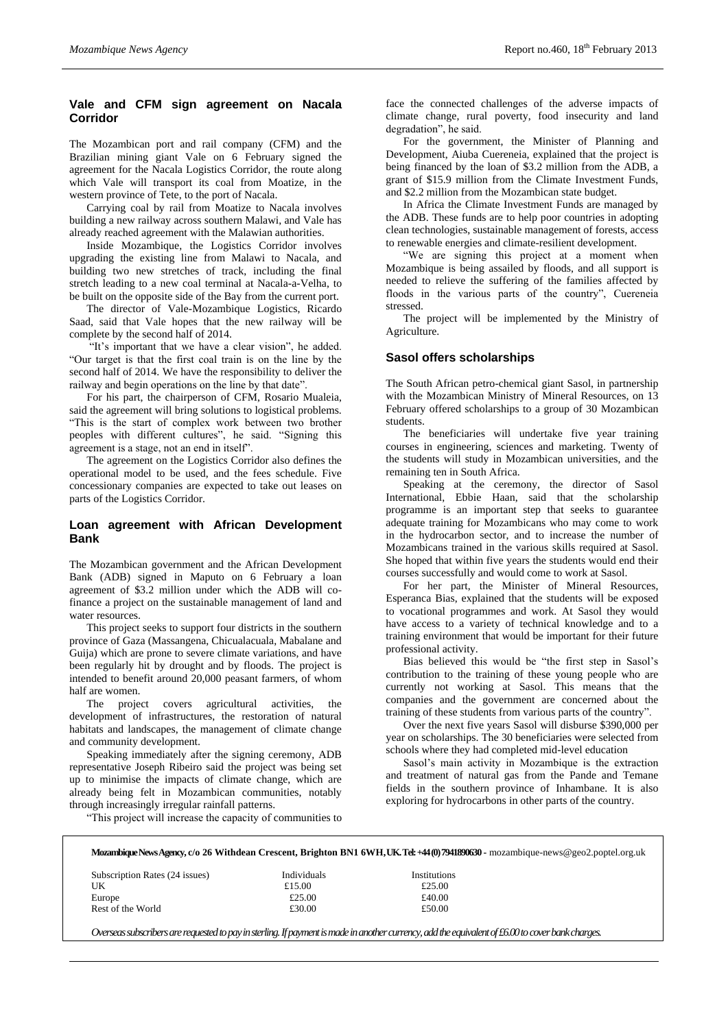## Vale and CFM sign agreement on Nacala Corridor

The Mozambican port and rail company (CFM) and the Brazilian mining giant Vale on 6 February signed the agreement for the Nacala Logistics Corridor, the route along which Vale will transport its coal from Moatize, in the western province of Tete, to the port of Nacala.

Carrying coal by rail from Moatize to Nacala involves building a new railway across southern Malawi, and Vale has already reached agreement with the Malawian authorities.

Inside Mozambique, the Logistics Corridor involves upgrading the existing line from Malawi to Nacala, and building two new stretches of track, including the final stretch leading to a new coal terminal at Nacala-a-Velha, to be built on the opposite side of the Bay from the current port.

The director of Vale-Mozambique Logistics, Ricardo Saad, said that Vale hopes that the new railway will be complete by the second half of 2014.

"It's important that we have a clear vision", he added. "Our target is that the first coal train is on the line by the second half of 2014. We have the responsibility to deliver the railway and begin operations on the line by that date".

For his part, the chairperson of CFM, Rosario Mualeia, said the agreement will bring solutions to logistical problems. "This is the start of complex work between two brother peoples with different cultures", he said. "Signing this agreement is a stage, not an end in itself".

The agreement on the Logistics Corridor also defines the operational model to be used, and the fees schedule. Five concessionary companies are expected to take out leases on parts of the Logistics Corridor.

## Loan agreement with African Development Bank

The Mozambican government and the African Development Bank (ADB) signed in Maputo on 6 February a loan agreement of $3.2 million under which the ADB will co-finance a project on the sustainable management of land and water resources.

This project seeks to support four districts in the southern province of Gaza (Massangena, Chicualacuala, Mabalane and Guija) which are prone to severe climate variations, and have been regularly hit by drought and by floods. The project is intended to benefit around 20,000 peasant farmers, of whom half are women.

The project covers agricultural activities, the development of infrastructures, the restoration of natural habitats and landscapes, the management of climate change and community development.

Speaking immediately after the signing ceremony, ADB representative Joseph Ribeiro said the project was being set up to minimise the impacts of climate change, which are already being felt in Mozambican communities, notably through increasingly irregular rainfall patterns.

"This project will increase the capacity of communities to face the connected challenges of the adverse impacts of climate change, rural poverty, food insecurity and land degradation", he said.

For the government, the Minister of Planning and Development, Aiuba Cuereneia, explained that the project is being financed by the loan of $3.2 million from the ADB, a grant of $15.9 million from the Climate Investment Funds, and $2.2 million from the Mozambican state budget.

In Africa the Climate Investment Funds are managed by the ADB. These funds are to help poor countries in adopting clean technologies, sustainable management of forests, access to renewable energies and climate-resilient development.

"We are signing this project at a moment when Mozambique is being assailed by floods, and all support is needed to relieve the suffering of the families affected by floods in the various parts of the country", Cuereneia stressed.

The project will be implemented by the Ministry of Agriculture.

## Sasol offers scholarships

The South African petro-chemical giant Sasol, in partnership with the Mozambican Ministry of Mineral Resources, on 13 February offered scholarships to a group of 30 Mozambican students.

The beneficiaries will undertake five year training courses in engineering, sciences and marketing. Twenty of the students will study in Mozambican universities, and the remaining ten in South Africa.

Speaking at the ceremony, the director of Sasol International, Ebbie Haan, said that the scholarship programme is an important step that seeks to guarantee adequate training for Mozambicans who may come to work in the hydrocarbon sector, and to increase the number of Mozambicans trained in the various skills required at Sasol. She hoped that within five years the students would end their courses successfully and would come to work at Sasol.

For her part, the Minister of Mineral Resources, Esperanca Bias, explained that the students will be exposed to vocational programmes and work. At Sasol they would have access to a variety of technical knowledge and to a training environment that would be important for their future professional activity.

Bias believed this would be "the first step in Sasol's contribution to the training of these young people who are currently not working at Sasol. This means that the companies and the government are concerned about the training of these students from various parts of the country".

Over the next five years Sasol will disburse $390,000 per year on scholarships. The 30 beneficiaries were selected from schools where they had completed mid-level education

Sasol's main activity in Mozambique is the extraction and treatment of natural gas from the Pande and Temane fields in the southern province of Inhambane. It is also exploring for hydrocarbons in other parts of the country.

---

**Mozambique News Agency, c/o 26 Withdean Crescent, Brighton BN1 6WH, UK. Tel: +44 (0) 7941890630 -** mozambique-news@geo2.poptel.org.uk

| Subscription Rates (24 issues) | Individuals | Institutions |
|---|---|---|
| UK | £15.00 | £25.00 |
| Europe | £25.00 | £40.00 |
| Rest of the World | £30.00 | £50.00 |

*Overseas subscribers are requested to pay in sterling. If payment is made in another currency, add the equivalent of £6.00 to cover bank charges.*